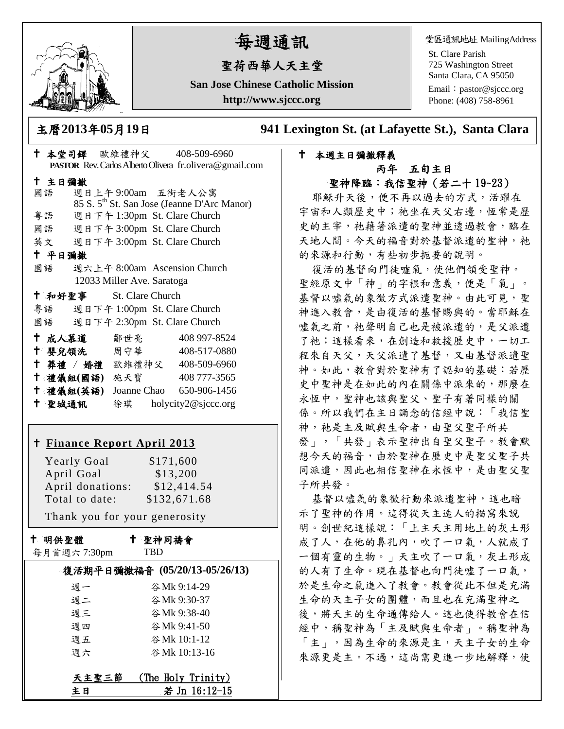# 每週通訊

## 聖荷西華人天主堂

**San Jose Chinese Catholic Mission**

**http://www.sjccc.org**

堂區通訊地址 MailingAddress

St. Clare Parish
725 Washington Street
Santa Clara, CA 95050
Email：pastor@sjccc.org
Phone: (408) 758-8961

**主曆2013年05月19日** **941 Lexington St. (at Lafayette St.), Santa Clara**

✝ **本堂司鐸** 歐維禮神父 408-509-6960
**PASTOR** Rev. Carlos Alberto Olivera fr.olivera@gmail.com

✝ **主日彌撒**

國語 週日上午 9:00am 五街老人公寓
85 S. 5th St. San Jose (Jeanne D'Arc Manor)

粵語 週日下午 1:30pm St. Clare Church

國語 週日下午 3:00pm St. Clare Church

英文 週日下午 3:00pm St. Clare Church

✝ **平日彌撒**

國語 週六上午 8:00am Ascension Church
12033 Miller Ave. Saratoga

✝ **和好聖事** St. Clare Church

粵語 週日下午 1:00pm St. Clare Church

國語 週日下午 2:30pm St. Clare Church

| | | |
|---|---|---|
| ✝ **成人慕道** | 鄒世亮 | 408 997-8524 |
| ✝ **嬰兒領洗** | 周守華 | 408-517-0880 |
| ✝ **葬禮 / 婚禮** | 歐維禮神父 | 408-509-6960 |
| ✝ **禮儀組(國語)** | 施天寶 | 408 777-3565 |
| ✝ **禮儀組(英語)** | Joanne Chao | 650-906-1456 |
| ✝ **聖城通訊** | 徐琪 | holycity2@sjccc.org |

✝ **Finance Report April 2013**

| | |
|---|---|
| Yearly Goal | $171,600 |
| April Goal | $13,200 |
| April donations: | $12,414.54 |
| Total to date: | $132,671.68 |

Thank you for your generosity

✝ **明供聖體** 每月首週六 7:30pm

✝ **聖神同禱會** TBD

**復活期平日彌撒福音 (05/20/13-05/26/13)**

| | |
|---|---|
| 週一 | 谷 Mk 9:14-29 |
| 週二 | 谷 Mk 9:30-37 |
| 週三 | 谷 Mk 9:38-40 |
| 週四 | 谷 Mk 9:41-50 |
| 週五 | 谷 Mk 10:1-12 |
| 週六 | 谷 Mk 10:13-16 |

**天主聖三節 (The Holy Trinity)**
**主日** 若 Jn 16:12-15

✝ **本週主日彌撒釋義**

**丙年 五旬主日**

**聖神降臨：我信聖神（若二十 19~23）**

耶穌升天後，便不再以過去的方式，活躍在宇宙和人類歷史中；祂坐在天父右邊，恆常是歷史的主宰，祂藉著派遣的聖神並透過教會，臨在天地人間。今天的福音對於基督派遣的聖神，祂的來源和行動，有些初步扼要的說明。

復活的基督向門徒噓氣，使他們領受聖神。聖經原文中「神」的字根和意義，便是「氣」。基督以噓氣的象徵方式派遣聖神。由此可見，聖神進入教會，是由復活的基督賜與的。當耶穌在噓氣之前，祂聲明自己也是被派遣的，是父派遣了祂；這樣看來，在創造和救援歷史中，一切工程來自天父，天父派遣了基督，又由基督派遣聖神。如此，教會對於聖神有了認知的基礎：若歷史中聖神是在如此的內在關係中派來的，那麼在永恆中，聖神也該與聖父、聖子有著同樣的關係。所以我們在主日誦念的信經中說：「我信聖神，祂是主及賦與生命者，由聖父聖子所共發」，「共發」表示聖神出自聖父聖子。教會默想今天的福音，由於聖神在歷史中是聖父聖子共同派遣，因此也相信聖神在永恆中，是由聖父聖子所共發。

基督以噓氣的象徵行動來派遣聖神，這也暗示了聖神的作用。這得從天主造人的描寫來說明。創世紀這樣說：「上主天主用地上的灰土形成了人，在他的鼻孔內，吹了一口氣，人就成了一個有靈的生物。」天主吹了一口氣，灰土形成的人有了生命。現在基督也向門徒噓了一口氣，於是生命之氣進入了教會。教會從此不但是充滿生命的天主子女的團體，而且也在充滿聖神之後，將天主的生命通傳給人。這也使得教會在信經中，稱聖神為「主及賦與生命者」。稱聖神為「主」，因為生命的來源是主，天主子女的生命來源更是主。不過，這尚需更進一步地解釋，使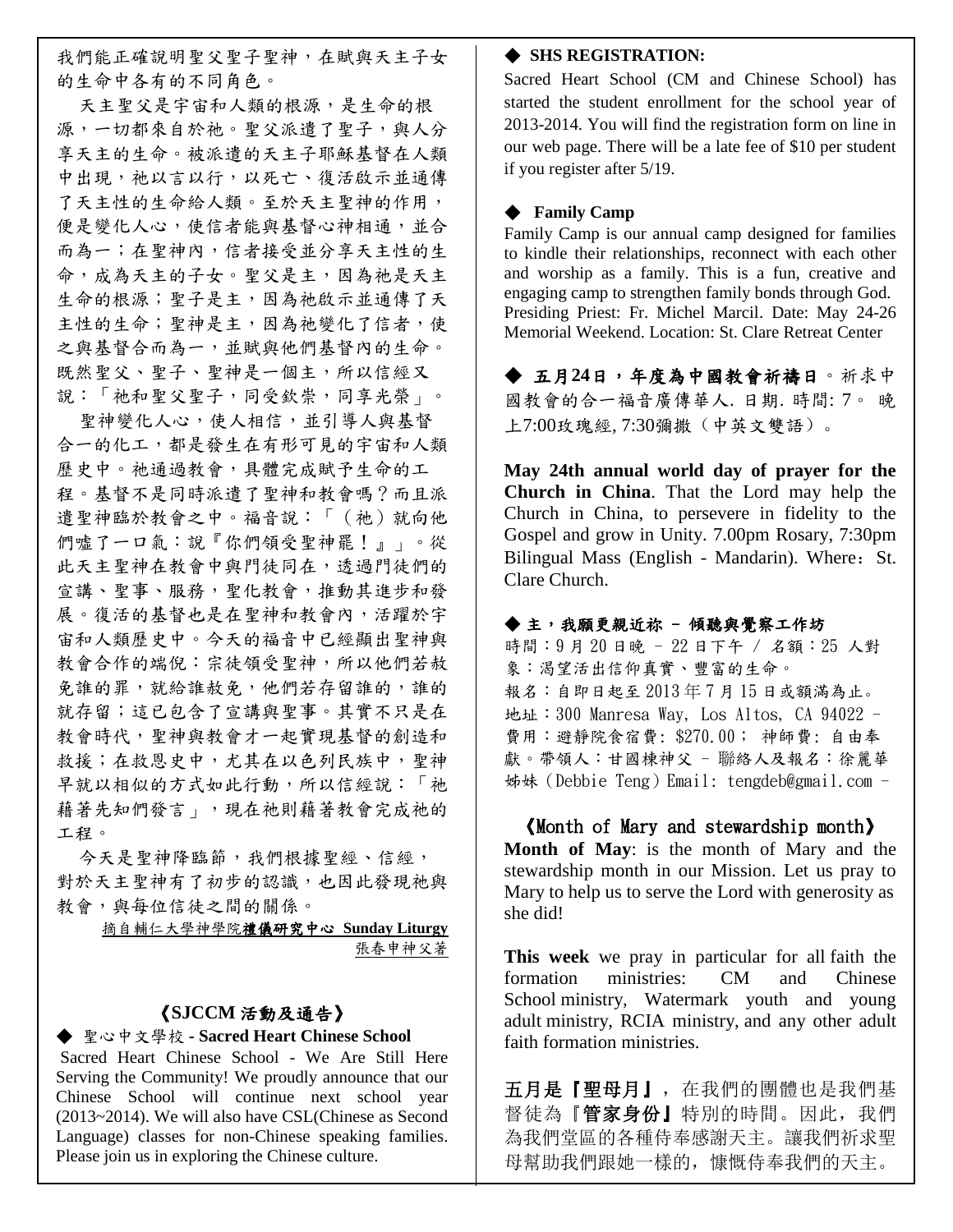我們能正確說明聖父聖子聖神，在賦與天主子女的生命中各有的不同角色。

天主聖父是宇宙和人類的根源，是生命的根源，一切都來自於祂。聖父派遣了聖子，與人分享天主的生命。被派遣的天主子耶穌基督在人類中出現，祂以言以行，以死亡、復活啟示並通傳了天主性的生命給人類。至於天主聖神的作用，便是變化人心，使信者能與基督心神相通，並合而為一；在聖神內，信者接受並分享天主性的生命，成為天主的子女。聖父是主，因為祂是天主生命的根源；聖子是主，因為祂啟示並通傳了天主性的生命；聖神是主，因為祂變化了信者，使之與基督合而為一，並賦與他們基督內的生命。既然聖父、聖子、聖神是一個主，所以信經又說：「祂和聖父聖子，同受欽崇，同享光榮」。

聖神變化人心，使人相信，並引導人與基督合一的化工，都是發生在有形可見的宇宙和人類歷史中。祂通過教會，具體完成賦予生命的工程。基督不是同時派遣了聖神和教會嗎？而且派遣聖神臨於教會之中。福音說：「（祂）就向他們嘘了一口氣：說『你們領受聖神罷！』」。從此天主聖神在教會中與門徒同在，透過門徒們的宣講、聖事、服務，聖化教會，推動其進步和發展。復活的基督也是在聖神和教會內，活躍於宇宙和人類歷史中。今天的福音中已經顯出聖神與教會合作的端倪：宗徒領受聖神，所以他們若赦免誰的罪，就給誰赦免，他們若存留誰的，誰的就存留；這已包含了宣講與聖事。其實不只是在教會時代，聖神與教會才一起實現基督的創造和救援；在救恩史中，尤其在以色列民族中，聖神早就以相似的方式如此行動，所以信經說：「祂藉著先知們發言」，現在祂則藉著教會完成祂的工程。

今天是聖神降臨節，我們根據聖經、信經，對於天主聖神有了初步的認識，也因此發現祂與教會，與每位信徒之間的關係。

摘自輔仁大學神學院**禮儀研究中心 Sunday Liturgy**
張春申神父著

## 《SJCCM 活動及通告》

◆ 聖心中文學校 - **Sacred Heart Chinese School**

Sacred Heart Chinese School - We Are Still Here Serving the Community! We proudly announce that our Chinese School will continue next school year (2013~2014). We will also have CSL(Chinese as Second Language) classes for non-Chinese speaking families. Please join us in exploring the Chinese culture.

◆ **SHS REGISTRATION:**

Sacred Heart School (CM and Chinese School) has started the student enrollment for the school year of 2013-2014. You will find the registration form on line in our web page. There will be a late fee of $10 per student if you register after 5/19.

◆ **Family Camp**

Family Camp is our annual camp designed for families to kindle their relationships, reconnect with each other and worship as a family. This is a fun, creative and engaging camp to strengthen family bonds through God. Presiding Priest: Fr. Michel Marcil. Date: May 24-26 Memorial Weekend. Location: St. Clare Retreat Center

◆ **五月24日，年度為中國教會祈禱日**。祈求中國教會的合一福音廣傳華人. 日期. 時間: 7。 晚上7:00玫瑰經, 7:30彌撒（中英文雙語）。

**May 24th annual world day of prayer for the Church in China**. That the Lord may help the Church in China, to persevere in fidelity to the Gospel and grow in Unity. 7.00pm Rosary, 7:30pm Bilingual Mass (English - Mandarin). Where：St. Clare Church.

◆ **主，我願更親近祢 – 傾聽與覺察工作坊**

時間：9 月 20 日晚 – 22 日下午 / 名額：25 人對象：渴望活出信仰真實、豐富的生命。
報名：自即日起至 2013 年 7 月 15 日或額滿為止。
地址：300 Manresa Way, Los Altos, CA 94022 –
費用：避靜院食宿費: $270.00； 神師費: 自由奉獻。帶領人：甘國棟神父 – 聯絡人及報名：徐麗華姊妹（Debbie Teng）Email: tengdeb@gmail.com –

## 《Month of Mary and stewardship month》

**Month of May**: is the month of Mary and the stewardship month in our Mission. Let us pray to Mary to help us to serve the Lord with generosity as she did!

**This week** we pray in particular for all faith the formation ministries: CM and Chinese School ministry, Watermark youth and young adult ministry, RCIA ministry, and any other adult faith formation ministries.

五月是『聖母月』，在我們的團體也是我們基督徒為『管家身份』特別的時間。因此，我們為我們堂區的各種侍奉感謝天主。讓我們祈求聖母幫助我們跟她一樣的，慷慨侍奉我們的天主。